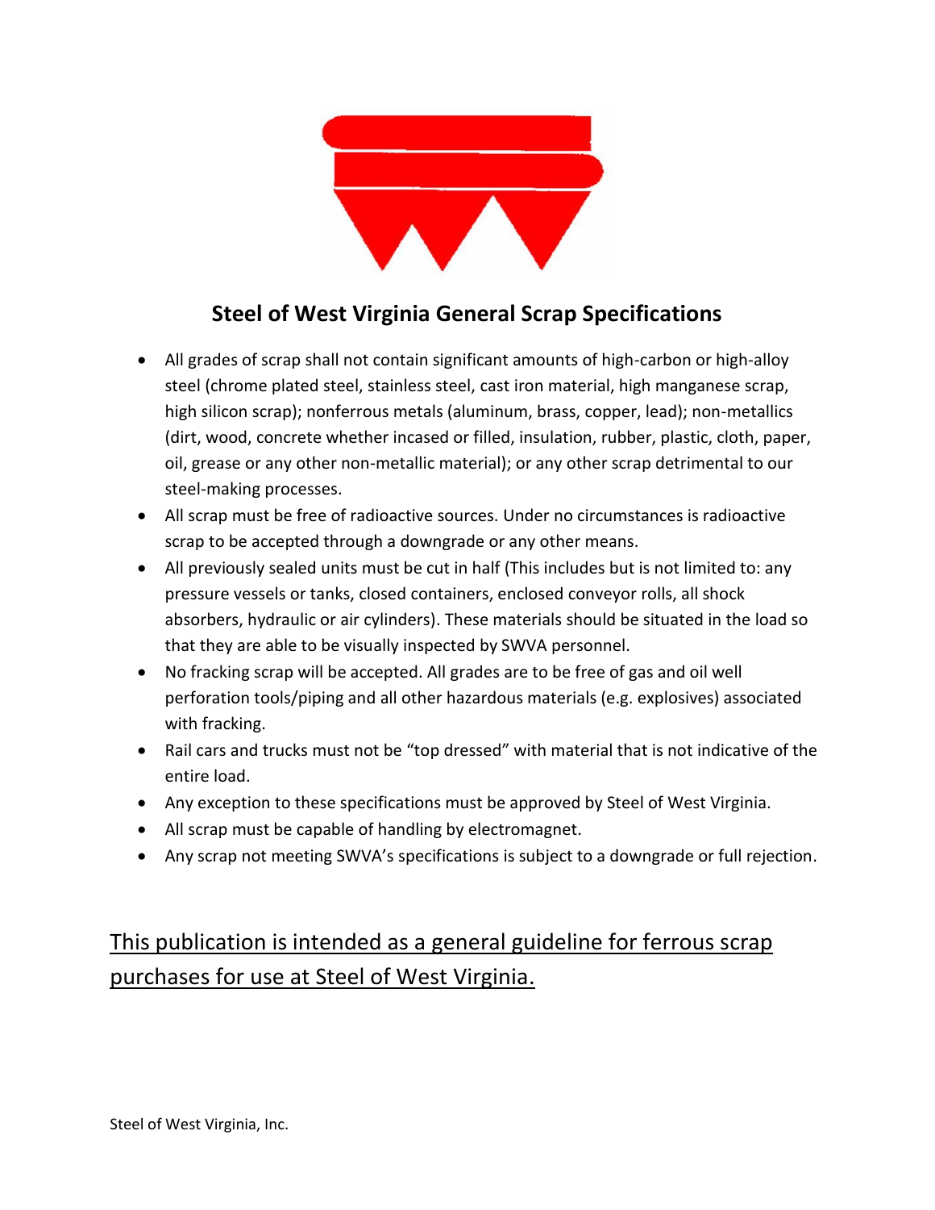# Steel of West Virginia General Scrap Specifications

- All grades of scrap shall not contain significant amounts of high-carbon or high-alloy steel (chrome plated steel, stainless steel, cast iron material, high manganese scrap, high silicon scrap); nonferrous metals (aluminum, brass, copper, lead); non-metallics (dirt, wood, concrete whether incased or filled, insulation, rubber, plastic, cloth, paper, oil, grease or any other non-metallic material); or any other scrap detrimental to our steel-making processes.
- All scrap must be free of radioactive sources. Under no circumstances is radioactive scrap to be accepted through a downgrade or any other means.
- All previously sealed units must be cut in half (This includes but is not limited to: any pressure vessels or tanks, closed containers, enclosed conveyor rolls, all shock absorbers, hydraulic or air cylinders). These materials should be situated in the load so that they are able to be visually inspected by SWVA personnel.
- No fracking scrap will be accepted. All grades are to be free of gas and oil well perforation tools/piping and all other hazardous materials (e.g. explosives) associated with fracking.
- Rail cars and trucks must not be "top dressed" with material that is not indicative of the entire load.
- Any exception to these specifications must be approved by Steel of West Virginia.
- All scrap must be capable of handling by electromagnet.
- Any scrap not meeting SWVA's specifications is subject to a downgrade or full rejection.

<u>This publication is intended as a general guideline for ferrous scrap purchases for use at Steel of West Virginia.</u>

Steel of West Virginia, Inc.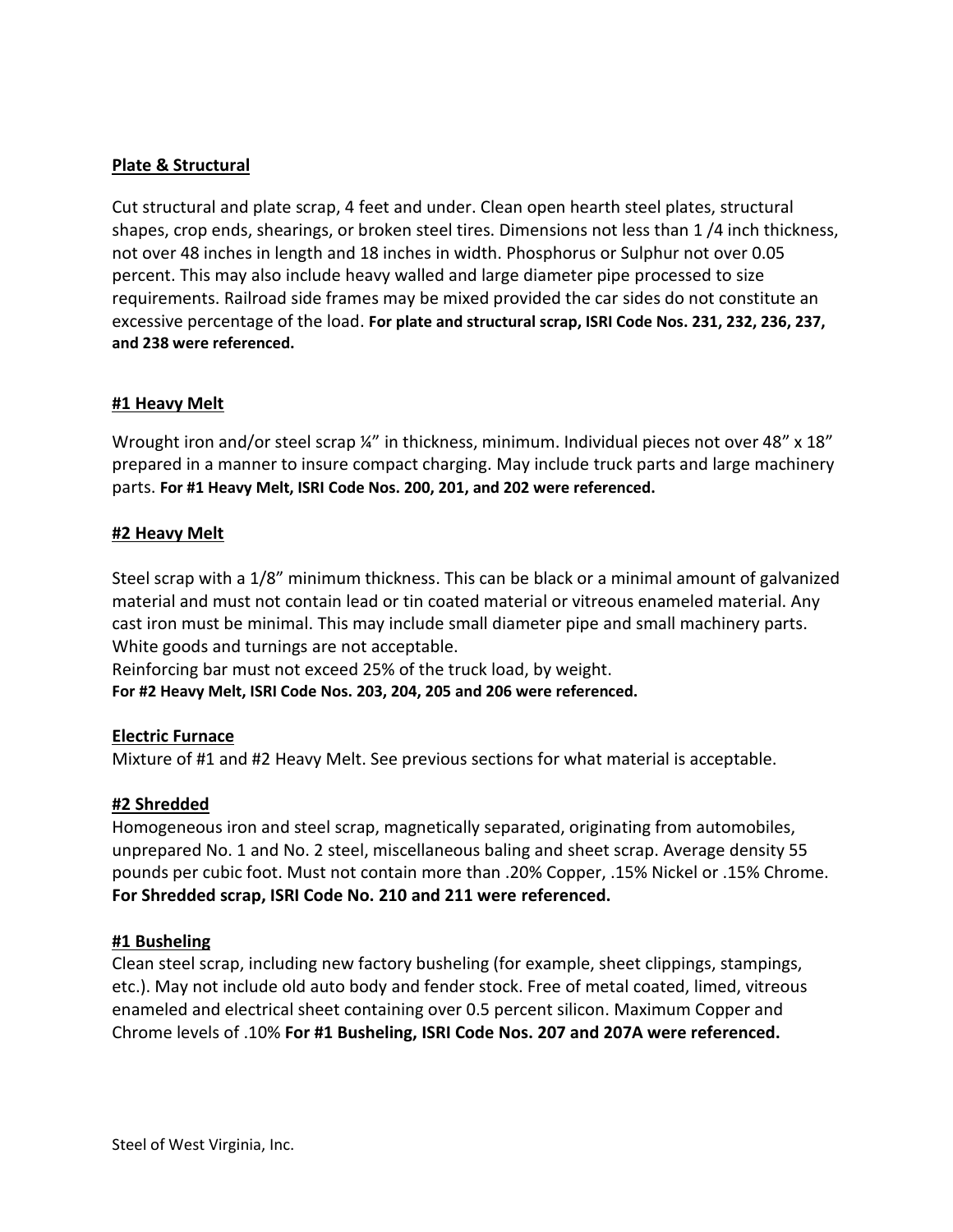**Plate & Structural**

Cut structural and plate scrap, 4 feet and under. Clean open hearth steel plates, structural shapes, crop ends, shearings, or broken steel tires. Dimensions not less than 1 /4 inch thickness, not over 48 inches in length and 18 inches in width. Phosphorus or Sulphur not over 0.05 percent. This may also include heavy walled and large diameter pipe processed to size requirements. Railroad side frames may be mixed provided the car sides do not constitute an excessive percentage of the load. **For plate and structural scrap, ISRI Code Nos. 231, 232, 236, 237, and 238 were referenced.**

**#1 Heavy Melt**

Wrought iron and/or steel scrap ¼" in thickness, minimum. Individual pieces not over 48" x 18" prepared in a manner to insure compact charging. May include truck parts and large machinery parts. **For #1 Heavy Melt, ISRI Code Nos. 200, 201, and 202 were referenced.**

**#2 Heavy Melt**

Steel scrap with a 1/8" minimum thickness. This can be black or a minimal amount of galvanized material and must not contain lead or tin coated material or vitreous enameled material. Any cast iron must be minimal. This may include small diameter pipe and small machinery parts. White goods and turnings are not acceptable.
Reinforcing bar must not exceed 25% of the truck load, by weight.
**For #2 Heavy Melt, ISRI Code Nos. 203, 204, 205 and 206 were referenced.**

**Electric Furnace**
Mixture of #1 and #2 Heavy Melt. See previous sections for what material is acceptable.

**#2 Shredded**
Homogeneous iron and steel scrap, magnetically separated, originating from automobiles, unprepared No. 1 and No. 2 steel, miscellaneous baling and sheet scrap. Average density 55 pounds per cubic foot. Must not contain more than .20% Copper, .15% Nickel or .15% Chrome. **For Shredded scrap, ISRI Code No. 210 and 211 were referenced.**

**#1 Busheling**
Clean steel scrap, including new factory busheling (for example, sheet clippings, stampings, etc.). May not include old auto body and fender stock. Free of metal coated, limed, vitreous enameled and electrical sheet containing over 0.5 percent silicon. Maximum Copper and Chrome levels of .10% **For #1 Busheling, ISRI Code Nos. 207 and 207A were referenced.**

Steel of West Virginia, Inc.